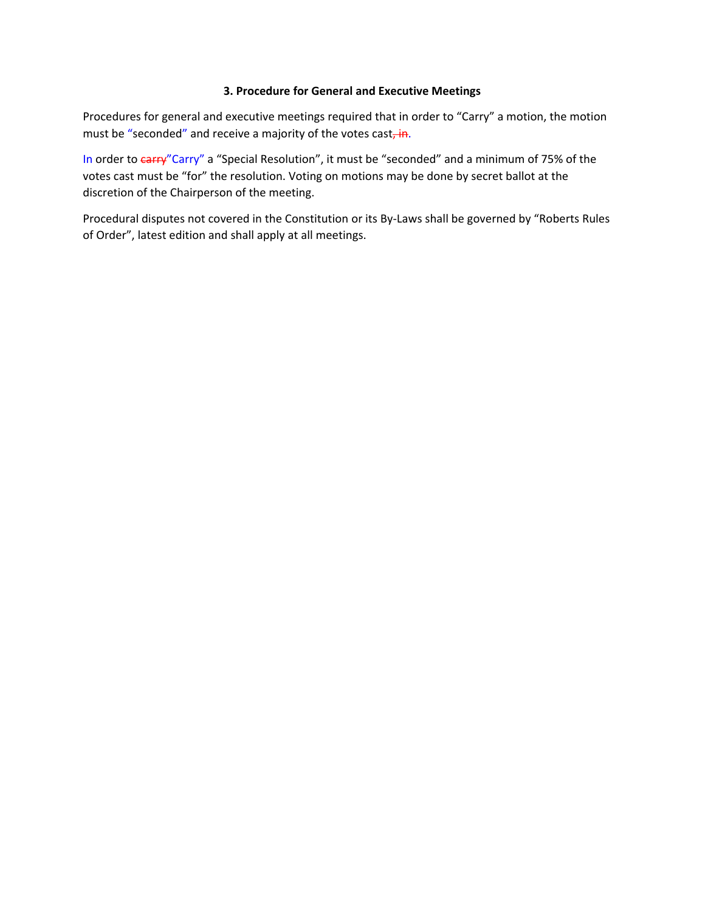### 3. Procedure for General and Executive Meetings

Procedures for general and executive meetings required that in order to “Carry” a motion, the motion must be “seconded” and receive a majority of the votes cast~~, in~~.

In order to ~~carry~~”Carry” a “Special Resolution”, it must be “seconded” and a minimum of 75% of the votes cast must be “for” the resolution. Voting on motions may be done by secret ballot at the discretion of the Chairperson of the meeting.

Procedural disputes not covered in the Constitution or its By-Laws shall be governed by “Roberts Rules of Order”, latest edition and shall apply at all meetings.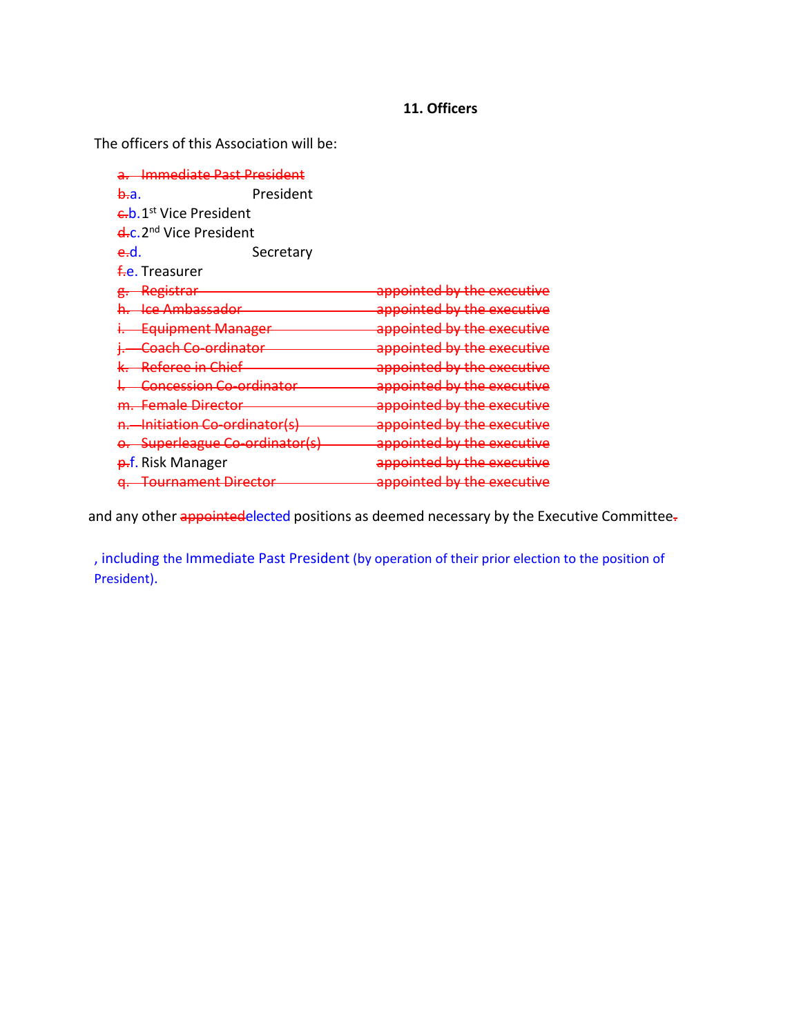## 11. Officers

The officers of this Association will be:

~~a. Immediate Past President~~
~~b.~~a. President
~~c.~~b. 1st Vice President
~~d.~~c. 2nd Vice President
~~e.~~d. Secretary
~~f.~~e. Treasurer
~~g. Registrar — appointed by the executive~~
~~h. Ice Ambassador — appointed by the executive~~
~~i. Equipment Manager — appointed by the executive~~
~~j. Coach Co-ordinator — appointed by the executive~~
~~k. Referee in Chief — appointed by the executive~~
~~l. Concession Co-ordinator — appointed by the executive~~
~~m. Female Director — appointed by the executive~~
~~n. Initiation Co-ordinator(s) — appointed by the executive~~
~~o. Superleague Co-ordinator(s) — appointed by the executive~~
~~p.~~f. Risk Manager ~~appointed by the executive~~
~~q. Tournament Director — appointed by the executive~~

and any other ~~appointed~~elected positions as deemed necessary by the Executive Committee~~.~~

, including the Immediate Past President (by operation of their prior election to the position of President).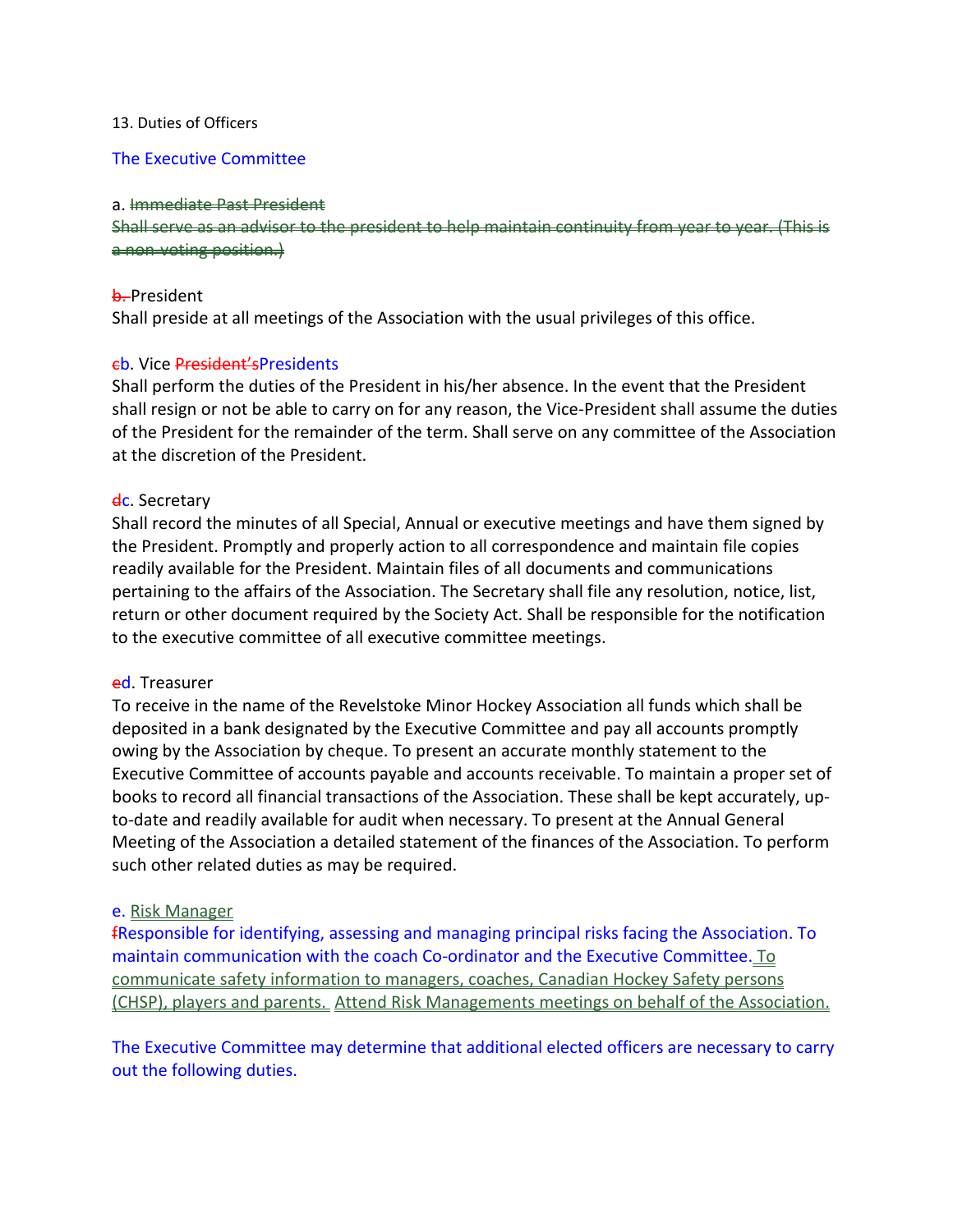13. Duties of Officers

The Executive Committee

a. ~~Immediate Past President~~
~~Shall serve as an advisor to the president to help maintain continuity from year to year. (This is a non-voting position.)~~

~~b.~~ President
Shall preside at all meetings of the Association with the usual privileges of this office.

~~c~~b. Vice ~~President's~~Presidents
Shall perform the duties of the President in his/her absence. In the event that the President shall resign or not be able to carry on for any reason, the Vice-President shall assume the duties of the President for the remainder of the term. Shall serve on any committee of the Association at the discretion of the President.

~~d~~c. Secretary
Shall record the minutes of all Special, Annual or executive meetings and have them signed by the President. Promptly and properly action to all correspondence and maintain file copies readily available for the President. Maintain files of all documents and communications pertaining to the affairs of the Association. The Secretary shall file any resolution, notice, list, return or other document required by the Society Act. Shall be responsible for the notification to the executive committee of all executive committee meetings.

~~e~~d. Treasurer
To receive in the name of the Revelstoke Minor Hockey Association all funds which shall be deposited in a bank designated by the Executive Committee and pay all accounts promptly owing by the Association by cheque. To present an accurate monthly statement to the Executive Committee of accounts payable and accounts receivable. To maintain a proper set of books to record all financial transactions of the Association. These shall be kept accurately, up-to-date and readily available for audit when necessary. To present at the Annual General Meeting of the Association a detailed statement of the finances of the Association. To perform such other related duties as may be required.

e. Risk Manager
~~f~~Responsible for identifying, assessing and managing principal risks facing the Association. To maintain communication with the coach Co-ordinator and the Executive Committee. To communicate safety information to managers, coaches, Canadian Hockey Safety persons (CHSP), players and parents. Attend Risk Managements meetings on behalf of the Association.

The Executive Committee may determine that additional elected officers are necessary to carry out the following duties.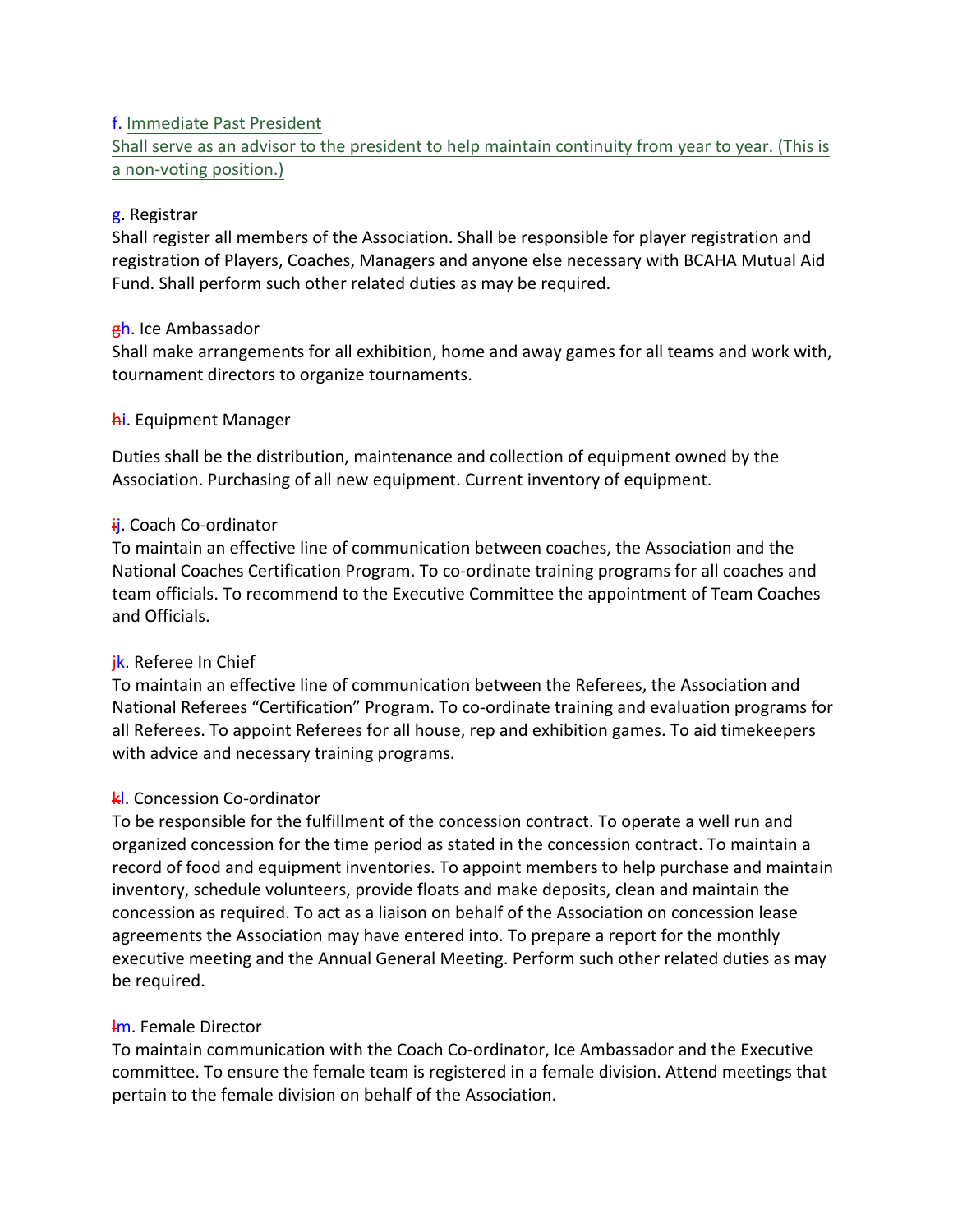f. Immediate Past President

Shall serve as an advisor to the president to help maintain continuity from year to year. (This is a non-voting position.)

g. Registrar

Shall register all members of the Association. Shall be responsible for player registration and registration of Players, Coaches, Managers and anyone else necessary with BCAHA Mutual Aid Fund. Shall perform such other related duties as may be required.

gh. Ice Ambassador

Shall make arrangements for all exhibition, home and away games for all teams and work with, tournament directors to organize tournaments.

hi. Equipment Manager

Duties shall be the distribution, maintenance and collection of equipment owned by the Association. Purchasing of all new equipment. Current inventory of equipment.

ij. Coach Co-ordinator

To maintain an effective line of communication between coaches, the Association and the National Coaches Certification Program. To co-ordinate training programs for all coaches and team officials. To recommend to the Executive Committee the appointment of Team Coaches and Officials.

jk. Referee In Chief

To maintain an effective line of communication between the Referees, the Association and National Referees "Certification" Program. To co-ordinate training and evaluation programs for all Referees. To appoint Referees for all house, rep and exhibition games. To aid timekeepers with advice and necessary training programs.

kl. Concession Co-ordinator

To be responsible for the fulfillment of the concession contract. To operate a well run and organized concession for the time period as stated in the concession contract. To maintain a record of food and equipment inventories. To appoint members to help purchase and maintain inventory, schedule volunteers, provide floats and make deposits, clean and maintain the concession as required. To act as a liaison on behalf of the Association on concession lease agreements the Association may have entered into. To prepare a report for the monthly executive meeting and the Annual General Meeting. Perform such other related duties as may be required.

lm. Female Director

To maintain communication with the Coach Co-ordinator, Ice Ambassador and the Executive committee. To ensure the female team is registered in a female division. Attend meetings that pertain to the female division on behalf of the Association.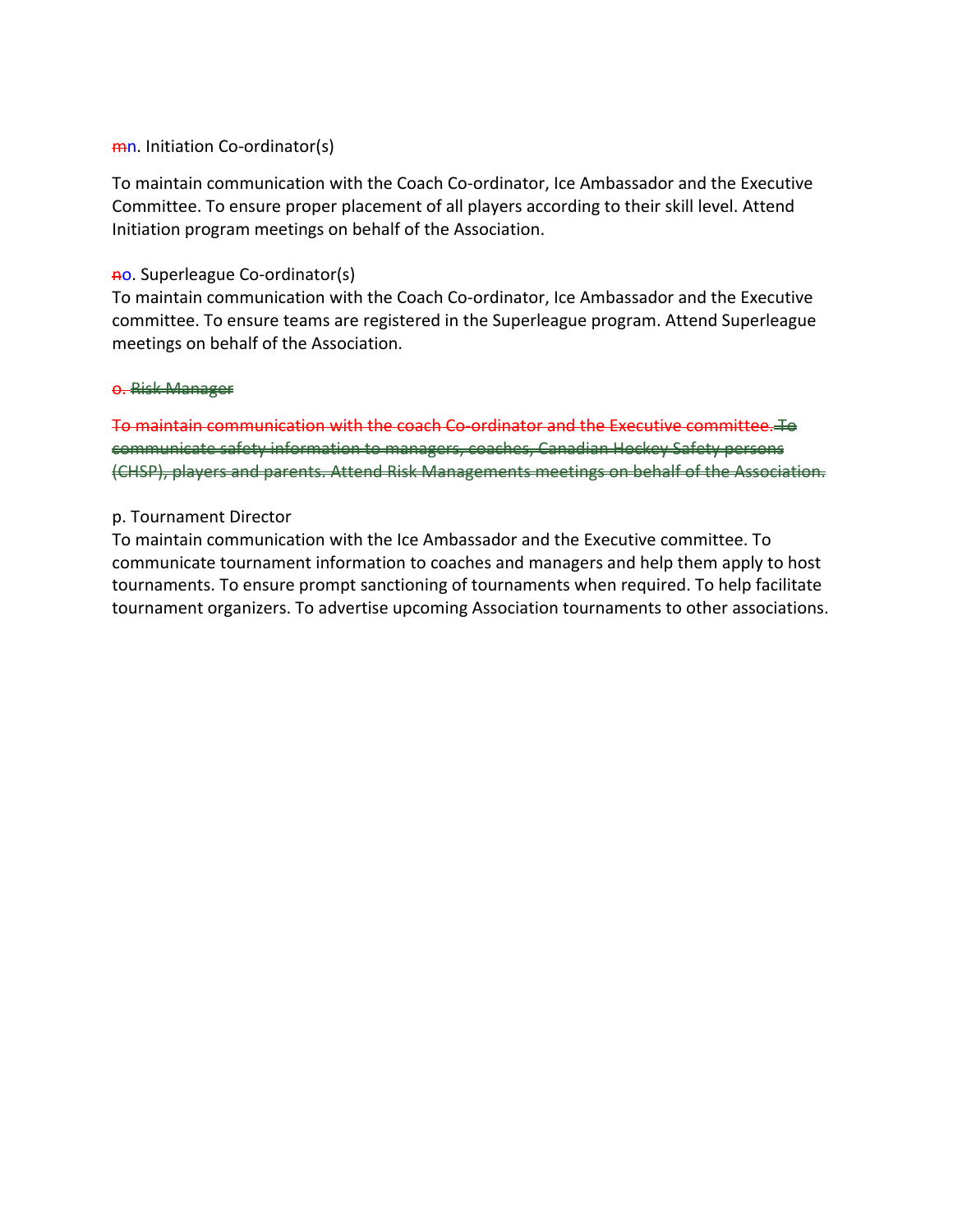~~m~~n. Initiation Co-ordinator(s)

To maintain communication with the Coach Co-ordinator, Ice Ambassador and the Executive Committee. To ensure proper placement of all players according to their skill level. Attend Initiation program meetings on behalf of the Association.

~~n~~o. Superleague Co-ordinator(s)
To maintain communication with the Coach Co-ordinator, Ice Ambassador and the Executive committee. To ensure teams are registered in the Superleague program. Attend Superleague meetings on behalf of the Association.

~~o. Risk Manager~~

~~To maintain communication with the coach Co-ordinator and the Executive committee. To communicate safety information to managers, coaches, Canadian Hockey Safety persons (CHSP), players and parents. Attend Risk Managements meetings on behalf of the Association.~~

p. Tournament Director
To maintain communication with the Ice Ambassador and the Executive committee. To communicate tournament information to coaches and managers and help them apply to host tournaments. To ensure prompt sanctioning of tournaments when required. To help facilitate tournament organizers. To advertise upcoming Association tournaments to other associations.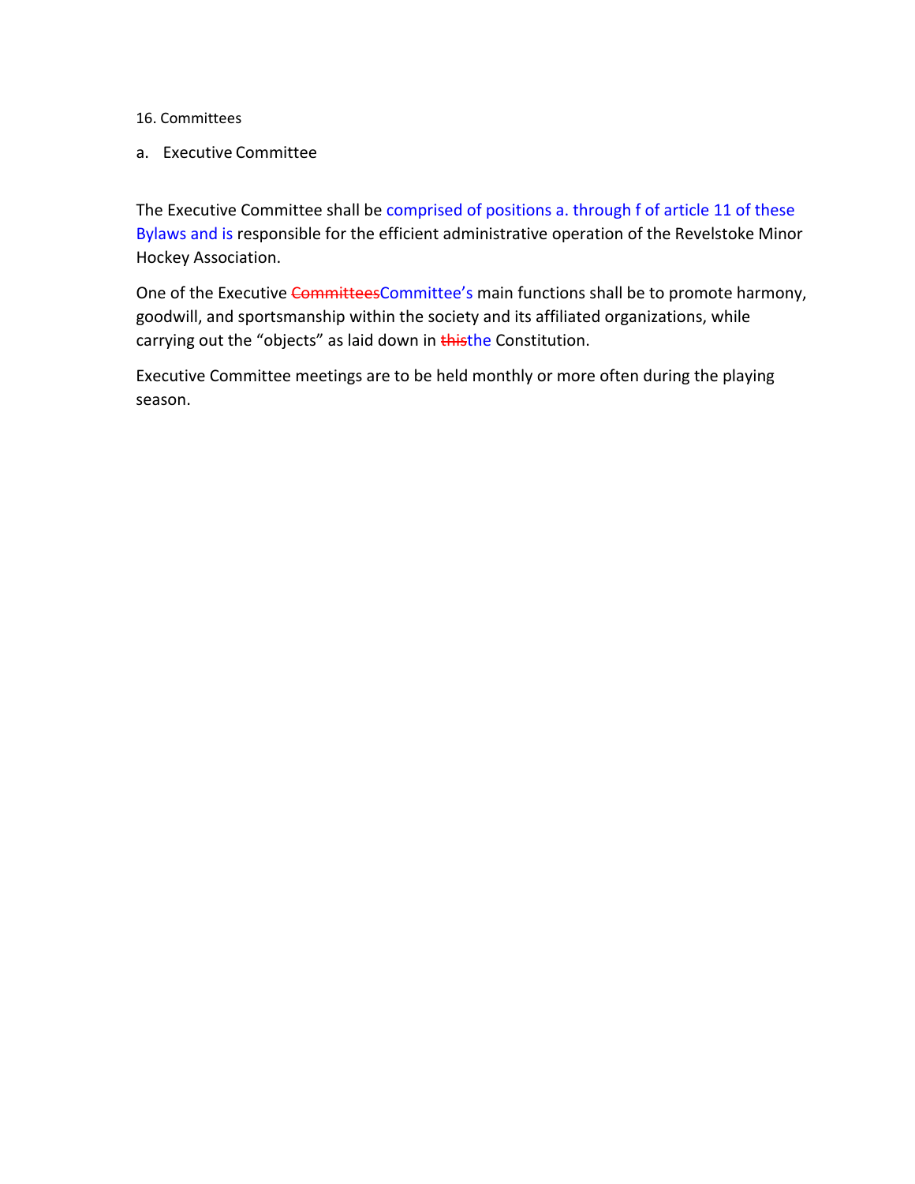16. Committees

a. Executive Committee

The Executive Committee shall be comprised of positions a. through f of article 11 of these Bylaws and is responsible for the efficient administrative operation of the Revelstoke Minor Hockey Association.

One of the Executive ~~Committees~~Committee's main functions shall be to promote harmony, goodwill, and sportsmanship within the society and its affiliated organizations, while carrying out the "objects" as laid down in ~~this~~the Constitution.

Executive Committee meetings are to be held monthly or more often during the playing season.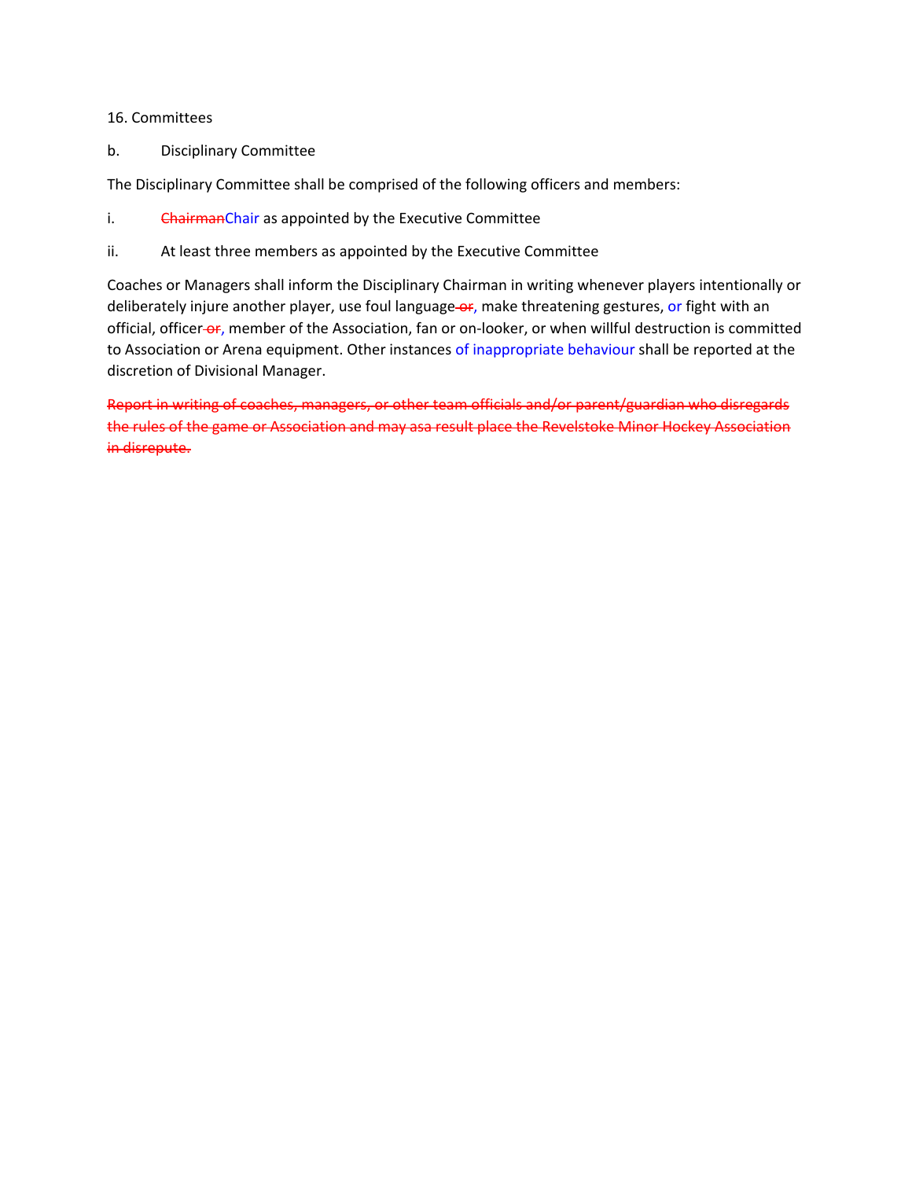16. Committees

b. Disciplinary Committee

The Disciplinary Committee shall be comprised of the following officers and members:

i. ~~Chairman~~Chair as appointed by the Executive Committee

ii. At least three members as appointed by the Executive Committee

Coaches or Managers shall inform the Disciplinary Chairman in writing whenever players intentionally or deliberately injure another player, use foul language ~~or~~, make threatening gestures, or fight with an official, officer ~~or~~, member of the Association, fan or on-looker, or when willful destruction is committed to Association or Arena equipment. Other instances of inappropriate behaviour shall be reported at the discretion of Divisional Manager.

~~Report in writing of coaches, managers, or other team officials and/or parent/guardian who disregards the rules of the game or Association and may asa result place the Revelstoke Minor Hockey Association in disrepute.~~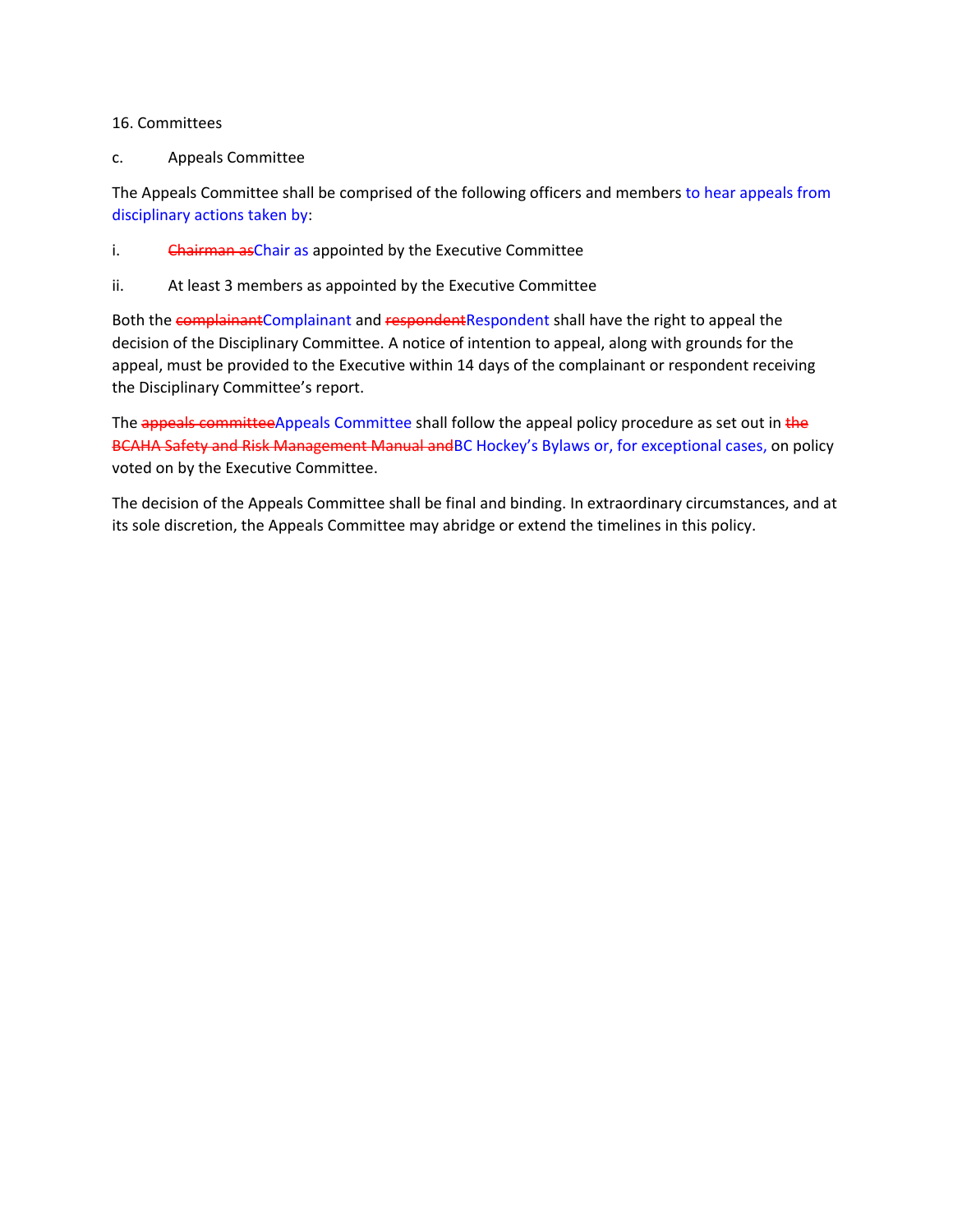16. Committees

c. Appeals Committee

The Appeals Committee shall be comprised of the following officers and members to hear appeals from disciplinary actions taken by:

i. ~~Chairman as~~Chair as appointed by the Executive Committee

ii. At least 3 members as appointed by the Executive Committee

Both the ~~complainant~~Complainant and ~~respondent~~Respondent shall have the right to appeal the decision of the Disciplinary Committee. A notice of intention to appeal, along with grounds for the appeal, must be provided to the Executive within 14 days of the complainant or respondent receiving the Disciplinary Committee's report.

The ~~appeals committee~~Appeals Committee shall follow the appeal policy procedure as set out in ~~the BCAHA Safety and Risk Management Manual and~~BC Hockey's Bylaws or, for exceptional cases, on policy voted on by the Executive Committee.

The decision of the Appeals Committee shall be final and binding. In extraordinary circumstances, and at its sole discretion, the Appeals Committee may abridge or extend the timelines in this policy.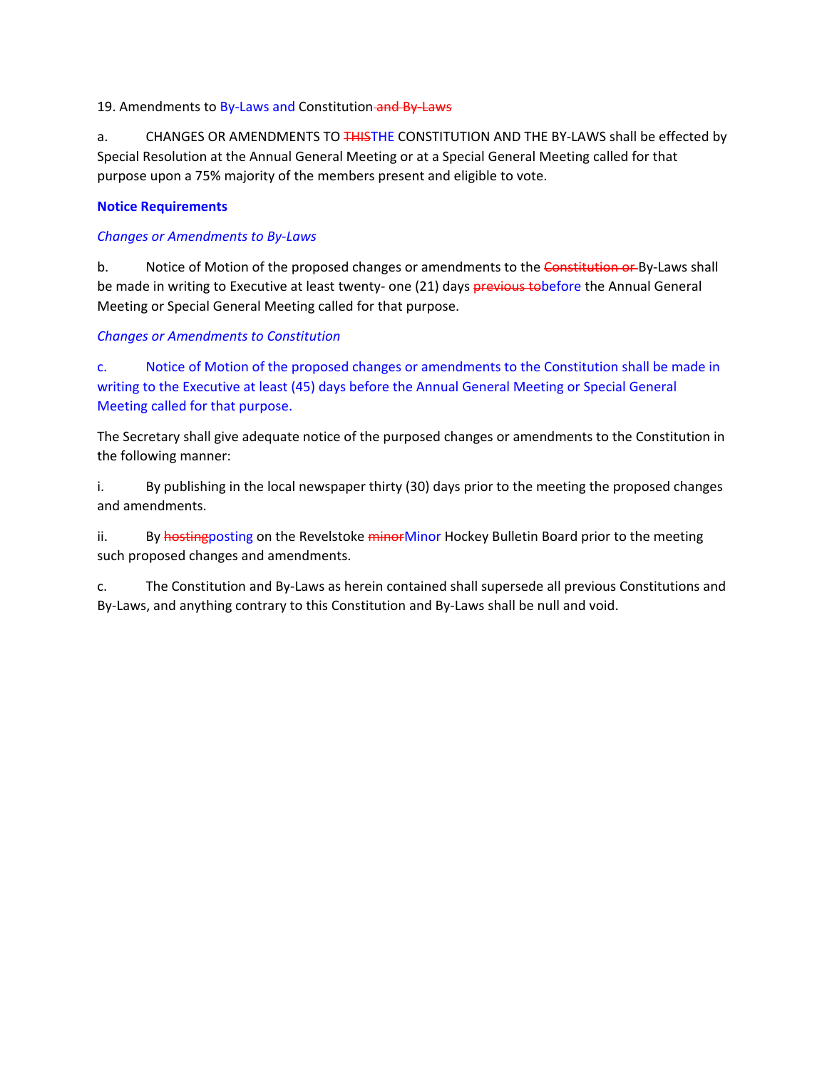19. Amendments to By-Laws and Constitution ~~and By-Laws~~

a. CHANGES OR AMENDMENTS TO ~~THIS~~THE CONSTITUTION AND THE BY-LAWS shall be effected by Special Resolution at the Annual General Meeting or at a Special General Meeting called for that purpose upon a 75% majority of the members present and eligible to vote.

**Notice Requirements**

*Changes or Amendments to By-Laws*

b. Notice of Motion of the proposed changes or amendments to the ~~Constitution or~~ By-Laws shall be made in writing to Executive at least twenty- one (21) days ~~previous to~~before the Annual General Meeting or Special General Meeting called for that purpose.

*Changes or Amendments to Constitution*

c. Notice of Motion of the proposed changes or amendments to the Constitution shall be made in writing to the Executive at least (45) days before the Annual General Meeting or Special General Meeting called for that purpose.

The Secretary shall give adequate notice of the purposed changes or amendments to the Constitution in the following manner:

i. By publishing in the local newspaper thirty (30) days prior to the meeting the proposed changes and amendments.

ii. By ~~hosting~~posting on the Revelstoke ~~minor~~Minor Hockey Bulletin Board prior to the meeting such proposed changes and amendments.

c. The Constitution and By-Laws as herein contained shall supersede all previous Constitutions and By-Laws, and anything contrary to this Constitution and By-Laws shall be null and void.